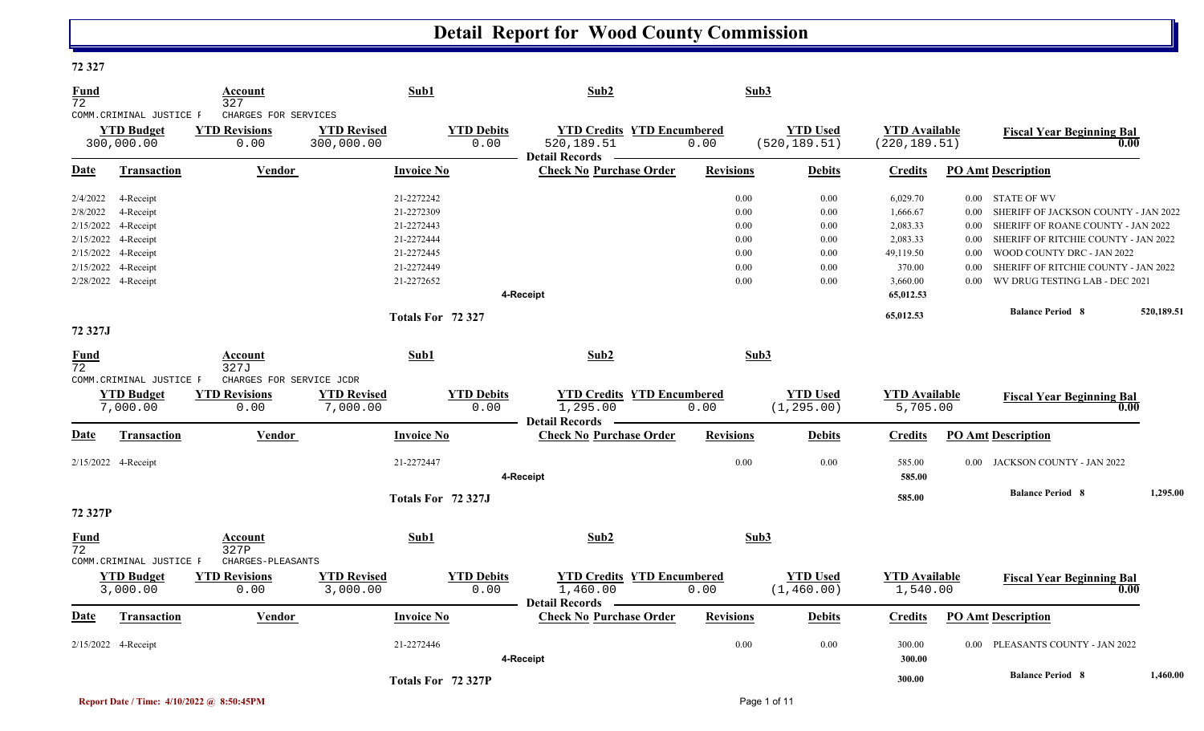# Detail Report for Wood County Commission

## 72 327

| Fund | Account | Sub1 | Sub2 | Sub3 |
|---|---|---|---|---|
| 72 | 327 | | | |
| COMM.CRIMINAL JUSTICE F | CHARGES FOR SERVICES | | | |

| YTD Budget | YTD Revisions | YTD Revised | YTD Debits | YTD Credits | YTD Encumbered | YTD Used | YTD Available | Fiscal Year Beginning Bal |
|---|---|---|---|---|---|---|---|---|
| 300,000.00 | 0.00 | 300,000.00 | 0.00 | 520,189.51 | 0.00 | (520,189.51) | (220,189.51) | 0.00 |

**Detail Records**

| Date | Transaction | Vendor | Invoice No | Check No | Purchase Order | Revisions | Debits | Credits | PO Amt | Description |
|---|---|---|---|---|---|---|---|---|---|---|
| 2/4/2022 | 4-Receipt | | 21-2272242 | | | 0.00 | 0.00 | 6,029.70 | 0.00 | STATE OF WV |
| 2/8/2022 | 4-Receipt | | 21-2272309 | | | 0.00 | 0.00 | 1,666.67 | 0.00 | SHERIFF OF JACKSON COUNTY - JAN 2022 |
| 2/15/2022 | 4-Receipt | | 21-2272443 | | | 0.00 | 0.00 | 2,083.33 | 0.00 | SHERIFF OF ROANE COUNTY - JAN 2022 |
| 2/15/2022 | 4-Receipt | | 21-2272444 | | | 0.00 | 0.00 | 2,083.33 | 0.00 | SHERIFF OF RITCHIE COUNTY - JAN 2022 |
| 2/15/2022 | 4-Receipt | | 21-2272445 | | | 0.00 | 0.00 | 49,119.50 | 0.00 | WOOD COUNTY DRC - JAN 2022 |
| 2/15/2022 | 4-Receipt | | 21-2272449 | | | 0.00 | 0.00 | 370.00 | 0.00 | SHERIFF OF RITCHIE COUNTY - JAN 2022 |
| 2/28/2022 | 4-Receipt | | 21-2272652 | | | 0.00 | 0.00 | 3,660.00 | 0.00 | WV DRUG TESTING LAB - DEC 2021 |
| | | | | 4-Receipt | | | | 65,012.53 | | |
| | | | Totals For 72 327 | | | | | 65,012.53 | | Balance Period 8 — 520,189.51 |

## 72 327J

| Fund | Account | Sub1 | Sub2 | Sub3 |
|---|---|---|---|---|
| 72 | 327J | | | |
| COMM.CRIMINAL JUSTICE F | CHARGES FOR SERVICE JCDR | | | |

| YTD Budget | YTD Revisions | YTD Revised | YTD Debits | YTD Credits | YTD Encumbered | YTD Used | YTD Available | Fiscal Year Beginning Bal |
|---|---|---|---|---|---|---|---|---|
| 7,000.00 | 0.00 | 7,000.00 | 0.00 | 1,295.00 | 0.00 | (1,295.00) | 5,705.00 | 0.00 |

**Detail Records**

| Date | Transaction | Vendor | Invoice No | Check No | Purchase Order | Revisions | Debits | Credits | PO Amt | Description |
|---|---|---|---|---|---|---|---|---|---|---|
| 2/15/2022 | 4-Receipt | | 21-2272447 | | | 0.00 | 0.00 | 585.00 | 0.00 | JACKSON COUNTY - JAN 2022 |
| | | | | 4-Receipt | | | | 585.00 | | |
| | | | Totals For 72 327J | | | | | 585.00 | | Balance Period 8 — 1,295.00 |

## 72 327P

| Fund | Account | Sub1 | Sub2 | Sub3 |
|---|---|---|---|---|
| 72 | 327P | | | |
| COMM.CRIMINAL JUSTICE F | CHARGES-PLEASANTS | | | |

| YTD Budget | YTD Revisions | YTD Revised | YTD Debits | YTD Credits | YTD Encumbered | YTD Used | YTD Available | Fiscal Year Beginning Bal |
|---|---|---|---|---|---|---|---|---|
| 3,000.00 | 0.00 | 3,000.00 | 0.00 | 1,460.00 | 0.00 | (1,460.00) | 1,540.00 | 0.00 |

**Detail Records**

| Date | Transaction | Vendor | Invoice No | Check No | Purchase Order | Revisions | Debits | Credits | PO Amt | Description |
|---|---|---|---|---|---|---|---|---|---|---|
| 2/15/2022 | 4-Receipt | | 21-2272446 | | | 0.00 | 0.00 | 300.00 | 0.00 | PLEASANTS COUNTY - JAN 2022 |
| | | | | 4-Receipt | | | | 300.00 | | |
| | | | Totals For 72 327P | | | | | 300.00 | | Balance Period 8 — 1,460.00 |

Report Date / Time: 4/10/2022 @ 8:50:45PM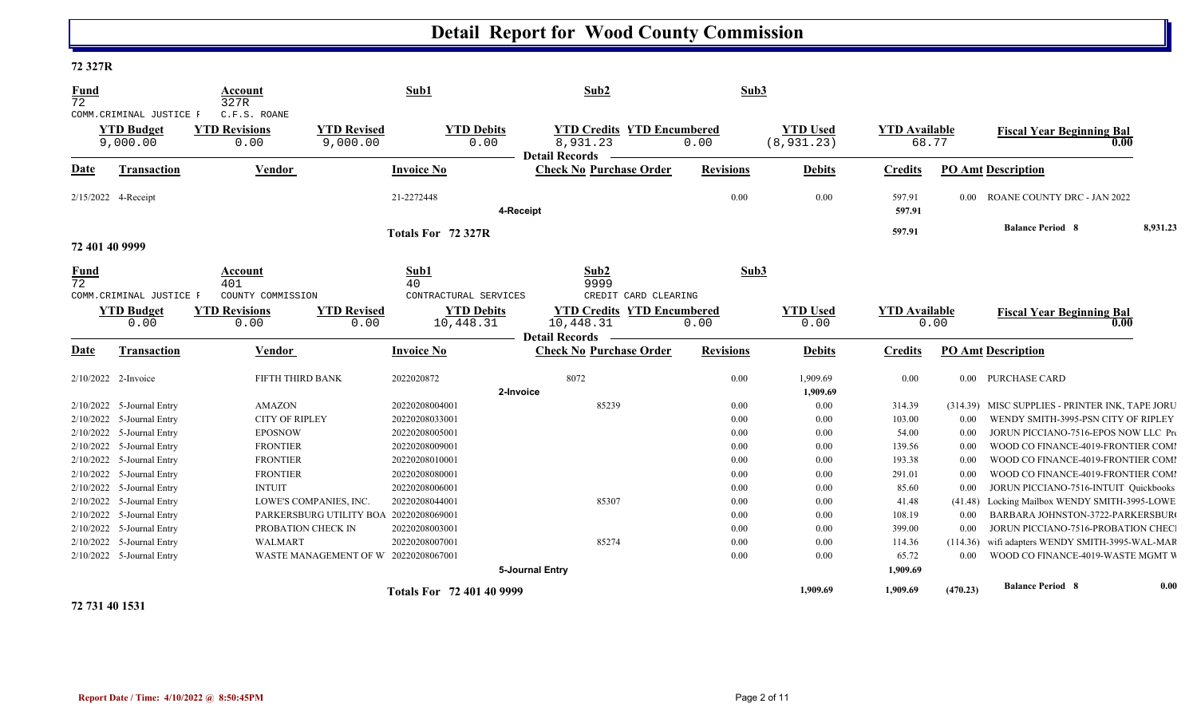# Detail Report for Wood County Commission

## 72 327R

| Fund | Account | Sub1 | Sub2 | Sub3 |
|---|---|---|---|---|
| 72 | 327R | | | |
| COMM.CRIMINAL JUSTICE F | C.F.S. ROANE | | | |

| YTD Budget | YTD Revisions | YTD Revised | YTD Debits | YTD Credits | YTD Encumbered | YTD Used | YTD Available | Fiscal Year Beginning Bal |
|---|---|---|---|---|---|---|---|---|
| 9,000.00 | 0.00 | 9,000.00 | 0.00 | 8,931.23 | 0.00 | (8,931.23) | 68.77 | 0.00 |

**Detail Records**

| Date | Transaction | Vendor | Invoice No | Check No | Purchase Order | Revisions | Debits | Credits | PO Amt | Description |
|---|---|---|---|---|---|---|---|---|---|---|
| 2/15/2022 | 4-Receipt | | 21-2272448 | | | 0.00 | 0.00 | 597.91 | 0.00 | ROANE COUNTY DRC - JAN 2022 |
| | | | | 4-Receipt | | | | 597.91 | | |
| | | | Totals For 72 327R | | | | | 597.91 | | Balance Period 8 — 8,931.23 |

## 72 401 40 9999

| Fund | Account | Sub1 | Sub2 | Sub3 |
|---|---|---|---|---|
| 72 | 401 | 40 | 9999 | |
| COMM.CRIMINAL JUSTICE F | COUNTY COMMISSION | CONTRACTURAL SERVICES | CREDIT CARD CLEARING | |

| YTD Budget | YTD Revisions | YTD Revised | YTD Debits | YTD Credits | YTD Encumbered | YTD Used | YTD Available | Fiscal Year Beginning Bal |
|---|---|---|---|---|---|---|---|---|
| 0.00 | 0.00 | 0.00 | 10,448.31 | 10,448.31 | 0.00 | 0.00 | 0.00 | 0.00 |

**Detail Records**

| Date | Transaction | Vendor | Invoice No | Check No | Purchase Order | Revisions | Debits | Credits | PO Amt | Description |
|---|---|---|---|---|---|---|---|---|---|---|
| 2/10/2022 | 2-Invoice | FIFTH THIRD BANK | 2022020872 | 8072 | | 0.00 | 1,909.69 | 0.00 | 0.00 | PURCHASE CARD |
| | | | | 2-Invoice | | | 1,909.69 | | | |
| 2/10/2022 | 5-Journal Entry | AMAZON | 20220208004001 | | 85239 | 0.00 | 0.00 | 314.39 | (314.39) | MISC SUPPLIES - PRINTER INK, TAPE JORU |
| 2/10/2022 | 5-Journal Entry | CITY OF RIPLEY | 20220208033001 | | | 0.00 | 0.00 | 103.00 | 0.00 | WENDY SMITH-3995-PSN CITY OF RIPLEY |
| 2/10/2022 | 5-Journal Entry | EPOSNOW | 20220208005001 | | | 0.00 | 0.00 | 54.00 | 0.00 | JORUN PICCIANO-7516-EPOS NOW LLC Pr |
| 2/10/2022 | 5-Journal Entry | FRONTIER | 20220208009001 | | | 0.00 | 0.00 | 139.56 | 0.00 | WOOD CO FINANCE-4019-FRONTIER COMI |
| 2/10/2022 | 5-Journal Entry | FRONTIER | 20220208010001 | | | 0.00 | 0.00 | 193.38 | 0.00 | WOOD CO FINANCE-4019-FRONTIER COMI |
| 2/10/2022 | 5-Journal Entry | FRONTIER | 20220208080001 | | | 0.00 | 0.00 | 291.01 | 0.00 | WOOD CO FINANCE-4019-FRONTIER COMI |
| 2/10/2022 | 5-Journal Entry | INTUIT | 20220208006001 | | | 0.00 | 0.00 | 85.60 | 0.00 | JORUN PICCIANO-7516-INTUIT Quickbooks |
| 2/10/2022 | 5-Journal Entry | LOWE'S COMPANIES, INC. | 20220208044001 | | 85307 | 0.00 | 0.00 | 41.48 | (41.48) | Locking Mailbox WENDY SMITH-3995-LOWE |
| 2/10/2022 | 5-Journal Entry | PARKERSBURG UTILITY BOA | 20220208069001 | | | 0.00 | 0.00 | 108.19 | 0.00 | BARBARA JOHNSTON-3722-PARKERSBURG |
| 2/10/2022 | 5-Journal Entry | PROBATION CHECK IN | 20220208003001 | | | 0.00 | 0.00 | 399.00 | 0.00 | JORUN PICCIANO-7516-PROBATION CHECI |
| 2/10/2022 | 5-Journal Entry | WALMART | 20220208007001 | | 85274 | 0.00 | 0.00 | 114.36 | (114.36) | wifi adapters WENDY SMITH-3995-WAL-MAR |
| 2/10/2022 | 5-Journal Entry | WASTE MANAGEMENT OF W | 20220208067001 | | | 0.00 | 0.00 | 65.72 | 0.00 | WOOD CO FINANCE-4019-WASTE MGMT W |
| | | | | 5-Journal Entry | | | | 1,909.69 | | |
| | | | Totals For 72 401 40 9999 | | | | 1,909.69 | 1,909.69 | (470.23) | Balance Period 8 — 0.00 |

## 72 731 40 1531

Report Date / Time: 4/10/2022 @ 8:50:45PM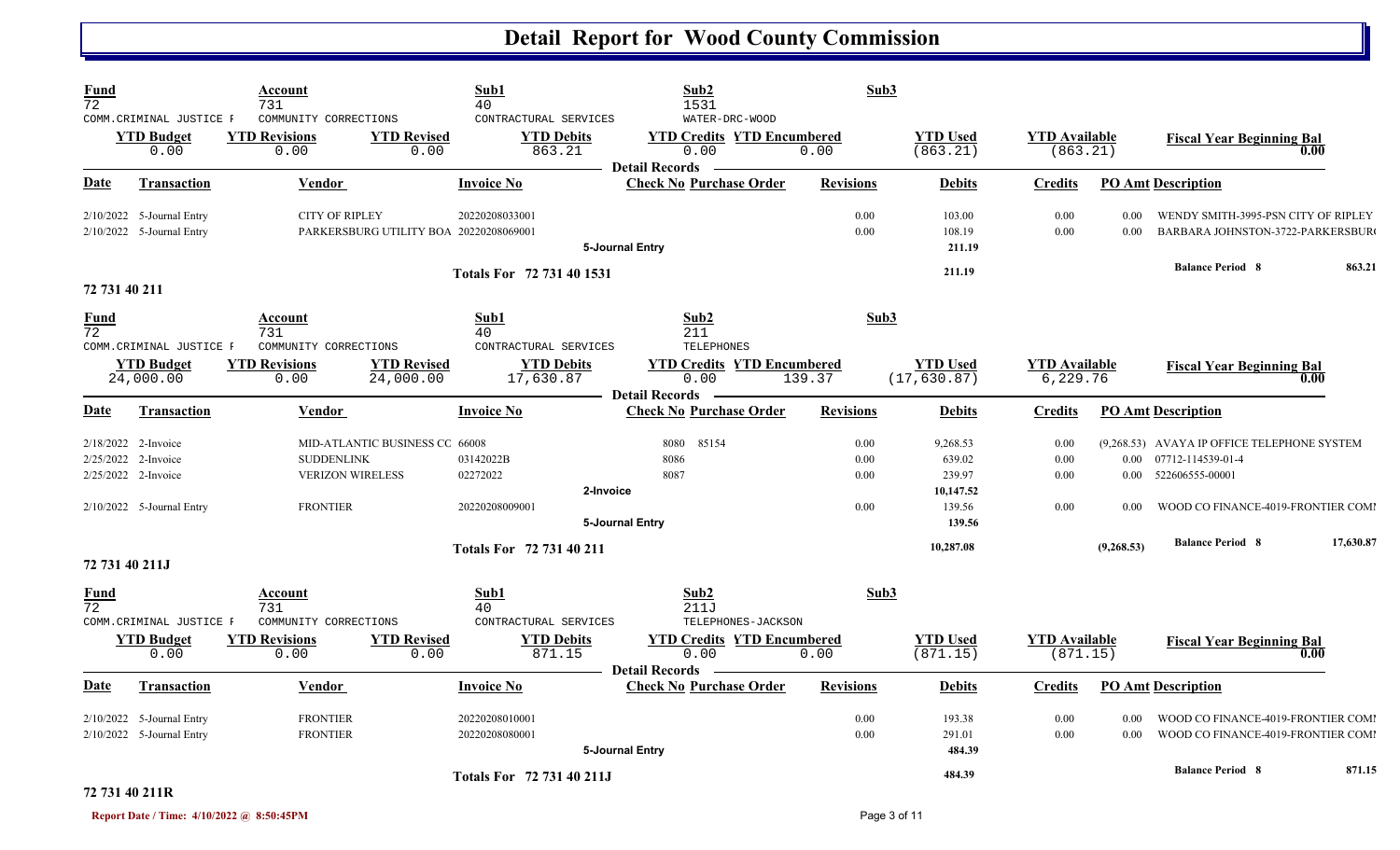# Detail Report for Wood County Commission

| Fund | Account | Sub1 | Sub2 | Sub3 |
|---|---|---|---|---|
| 72 | 731 | 40 | 1531 | |
| COMM.CRIMINAL JUSTICE F | COMMUNITY CORRECTIONS | CONTRACTUAL SERVICES | WATER-DRC-WOOD | |

| YTD Budget | YTD Revisions | YTD Revised | YTD Debits | YTD Credits | YTD Encumbered | YTD Used | YTD Available | Fiscal Year Beginning Bal |
|---|---|---|---|---|---|---|---|---|
| 0.00 | 0.00 | 0.00 | 863.21 | 0.00 | 0.00 | (863.21) | (863.21) | 0.00 |

**Detail Records**

| Date | Transaction | Vendor | Invoice No | Check No | Purchase Order | Revisions | Debits | Credits | PO Amt | Description |
|---|---|---|---|---|---|---|---|---|---|---|
| 2/10/2022 | 5-Journal Entry | CITY OF RIPLEY | 20220208033001 | | | 0.00 | 103.00 | 0.00 | 0.00 | WENDY SMITH-3995-PSN CITY OF RIPLEY |
| 2/10/2022 | 5-Journal Entry | PARKERSBURG UTILITY BOA | 20220208069001 | | | 0.00 | 108.19 | 0.00 | 0.00 | BARBARA JOHNSTON-3722-PARKERSBUR( |
| | | | 5-Journal Entry | | | | 211.19 | | | |
| | | | Totals For 72 731 40 1531 | | | | 211.19 | | | Balance Period 8 863.21 |

## 72 731 40 211

| Fund | Account | Sub1 | Sub2 | Sub3 |
|---|---|---|---|---|
| 72 | 731 | 40 | 211 | |
| COMM.CRIMINAL JUSTICE F | COMMUNITY CORRECTIONS | CONTRACTUAL SERVICES | TELEPHONES | |

| YTD Budget | YTD Revisions | YTD Revised | YTD Debits | YTD Credits | YTD Encumbered | YTD Used | YTD Available | Fiscal Year Beginning Bal |
|---|---|---|---|---|---|---|---|---|
| 24,000.00 | 0.00 | 24,000.00 | 17,630.87 | 0.00 | 139.37 | (17,630.87) | 6,229.76 | 0.00 |

**Detail Records**

| Date | Transaction | Vendor | Invoice No | Check No | Purchase Order | Revisions | Debits | Credits | PO Amt | Description |
|---|---|---|---|---|---|---|---|---|---|---|
| 2/18/2022 | 2-Invoice | MID-ATLANTIC BUSINESS CC | 66008 | 8080 | 85154 | 0.00 | 9,268.53 | 0.00 | (9,268.53) | AVAYA IP OFFICE TELEPHONE SYSTEM |
| 2/25/2022 | 2-Invoice | SUDDENLINK | 03142022B | 8086 | | 0.00 | 639.02 | 0.00 | 0.00 | 07712-114539-01-4 |
| 2/25/2022 | 2-Invoice | VERIZON WIRELESS | 02272022 | 8087 | | 0.00 | 239.97 | 0.00 | 0.00 | 522606555-00001 |
| | | | 2-Invoice | | | | 10,147.52 | | | |
| 2/10/2022 | 5-Journal Entry | FRONTIER | 20220208009001 | | | 0.00 | 139.56 | 0.00 | 0.00 | WOOD CO FINANCE-4019-FRONTIER COMI |
| | | | 5-Journal Entry | | | | 139.56 | | | |
| | | | Totals For 72 731 40 211 | | | | 10,287.08 | | (9,268.53) | Balance Period 8 17,630.87 |

## 72 731 40 211J

| Fund | Account | Sub1 | Sub2 | Sub3 |
|---|---|---|---|---|
| 72 | 731 | 40 | 211J | |
| COMM.CRIMINAL JUSTICE F | COMMUNITY CORRECTIONS | CONTRACTUAL SERVICES | TELEPHONES-JACKSON | |

| YTD Budget | YTD Revisions | YTD Revised | YTD Debits | YTD Credits | YTD Encumbered | YTD Used | YTD Available | Fiscal Year Beginning Bal |
|---|---|---|---|---|---|---|---|---|
| 0.00 | 0.00 | 0.00 | 871.15 | 0.00 | 0.00 | (871.15) | (871.15) | 0.00 |

**Detail Records**

| Date | Transaction | Vendor | Invoice No | Check No | Purchase Order | Revisions | Debits | Credits | PO Amt | Description |
|---|---|---|---|---|---|---|---|---|---|---|
| 2/10/2022 | 5-Journal Entry | FRONTIER | 20220208010001 | | | 0.00 | 193.38 | 0.00 | 0.00 | WOOD CO FINANCE-4019-FRONTIER COMI |
| 2/10/2022 | 5-Journal Entry | FRONTIER | 20220208080001 | | | 0.00 | 291.01 | 0.00 | 0.00 | WOOD CO FINANCE-4019-FRONTIER COMI |
| | | | 5-Journal Entry | | | | 484.39 | | | |
| | | | Totals For 72 731 40 211J | | | | 484.39 | | | Balance Period 8 871.15 |

## 72 731 40 211R

Report Date / Time: 4/10/2022 @ 8:50:45PM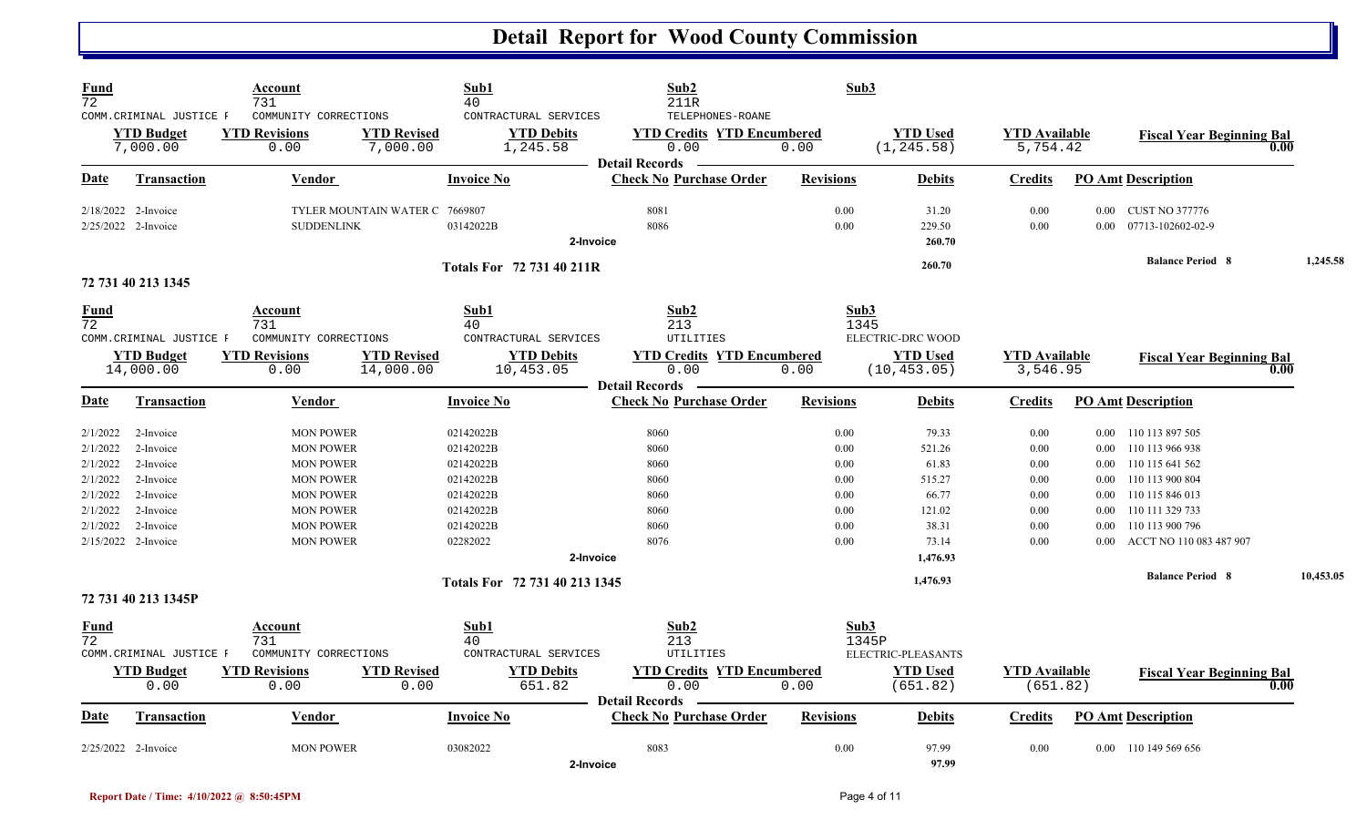# Detail Report for Wood County Commission

| Fund | Account | Sub1 | Sub2 | Sub3 |
|---|---|---|---|---|
| 72 | 731 | 40 | 211R | |
| COMM.CRIMINAL JUSTICE F | COMMUNITY CORRECTIONS | CONTRACTUAL SERVICES | TELEPHONES-ROANE | |

| YTD Budget | YTD Revisions | YTD Revised | YTD Debits | YTD Credits | YTD Encumbered | YTD Used | YTD Available | Fiscal Year Beginning Bal |
|---|---|---|---|---|---|---|---|---|
| 7,000.00 | 0.00 | 7,000.00 | 1,245.58 | 0.00 | 0.00 | (1,245.58) | 5,754.42 | 0.00 |

**Detail Records**

| Date | Transaction | Vendor | Invoice No | Check No | Purchase Order | Revisions | Debits | Credits | PO Amt | Description |
|---|---|---|---|---|---|---|---|---|---|---|
| 2/18/2022 | 2-Invoice | TYLER MOUNTAIN WATER C | 7669807 | 8081 | | 0.00 | 31.20 | 0.00 | 0.00 | CUST NO 377776 |
| 2/25/2022 | 2-Invoice | SUDDENLINK | 03142022B | 8086 | | 0.00 | 229.50 | 0.00 | 0.00 | 07713-102602-02-9 |
| | | | 2-Invoice | | | | 260.70 | | | |
| | | | Totals For 72 731 40 211R | | | | 260.70 | | | Balance Period 8 — 1,245.58 |

## 72 731 40 213 1345

| Fund | Account | Sub1 | Sub2 | Sub3 |
|---|---|---|---|---|
| 72 | 731 | 40 | 213 | 1345 |
| COMM.CRIMINAL JUSTICE F | COMMUNITY CORRECTIONS | CONTRACTUAL SERVICES | UTILITIES | ELECTRIC-DRC WOOD |

| YTD Budget | YTD Revisions | YTD Revised | YTD Debits | YTD Credits | YTD Encumbered | YTD Used | YTD Available | Fiscal Year Beginning Bal |
|---|---|---|---|---|---|---|---|---|
| 14,000.00 | 0.00 | 14,000.00 | 10,453.05 | 0.00 | 0.00 | (10,453.05) | 3,546.95 | 0.00 |

**Detail Records**

| Date | Transaction | Vendor | Invoice No | Check No | Purchase Order | Revisions | Debits | Credits | PO Amt | Description |
|---|---|---|---|---|---|---|---|---|---|---|
| 2/1/2022 | 2-Invoice | MON POWER | 02142022B | 8060 | | 0.00 | 79.33 | 0.00 | 0.00 | 110 113 897 505 |
| 2/1/2022 | 2-Invoice | MON POWER | 02142022B | 8060 | | 0.00 | 521.26 | 0.00 | 0.00 | 110 113 966 938 |
| 2/1/2022 | 2-Invoice | MON POWER | 02142022B | 8060 | | 0.00 | 61.83 | 0.00 | 0.00 | 110 115 641 562 |
| 2/1/2022 | 2-Invoice | MON POWER | 02142022B | 8060 | | 0.00 | 515.27 | 0.00 | 0.00 | 110 113 900 804 |
| 2/1/2022 | 2-Invoice | MON POWER | 02142022B | 8060 | | 0.00 | 66.77 | 0.00 | 0.00 | 110 115 846 013 |
| 2/1/2022 | 2-Invoice | MON POWER | 02142022B | 8060 | | 0.00 | 121.02 | 0.00 | 0.00 | 110 111 329 733 |
| 2/1/2022 | 2-Invoice | MON POWER | 02142022B | 8060 | | 0.00 | 38.31 | 0.00 | 0.00 | 110 113 900 796 |
| 2/15/2022 | 2-Invoice | MON POWER | 02282022 | 8076 | | 0.00 | 73.14 | 0.00 | 0.00 | ACCT NO 110 083 487 907 |
| | | | 2-Invoice | | | | 1,476.93 | | | |
| | | | Totals For 72 731 40 213 1345 | | | | 1,476.93 | | | Balance Period 8 — 10,453.05 |

## 72 731 40 213 1345P

| Fund | Account | Sub1 | Sub2 | Sub3 |
|---|---|---|---|---|
| 72 | 731 | 40 | 213 | 1345P |
| COMM.CRIMINAL JUSTICE F | COMMUNITY CORRECTIONS | CONTRACTUAL SERVICES | UTILITIES | ELECTRIC-PLEASANTS |

| YTD Budget | YTD Revisions | YTD Revised | YTD Debits | YTD Credits | YTD Encumbered | YTD Used | YTD Available | Fiscal Year Beginning Bal |
|---|---|---|---|---|---|---|---|---|
| 0.00 | 0.00 | 0.00 | 651.82 | 0.00 | 0.00 | (651.82) | (651.82) | 0.00 |

**Detail Records**

| Date | Transaction | Vendor | Invoice No | Check No | Purchase Order | Revisions | Debits | Credits | PO Amt | Description |
|---|---|---|---|---|---|---|---|---|---|---|
| 2/25/2022 | 2-Invoice | MON POWER | 03082022 | 8083 | | 0.00 | 97.99 | 0.00 | 0.00 | 110 149 569 656 |
| | | | 2-Invoice | | | | 97.99 | | | |

Report Date / Time: 4/10/2022 @ 8:50:45PM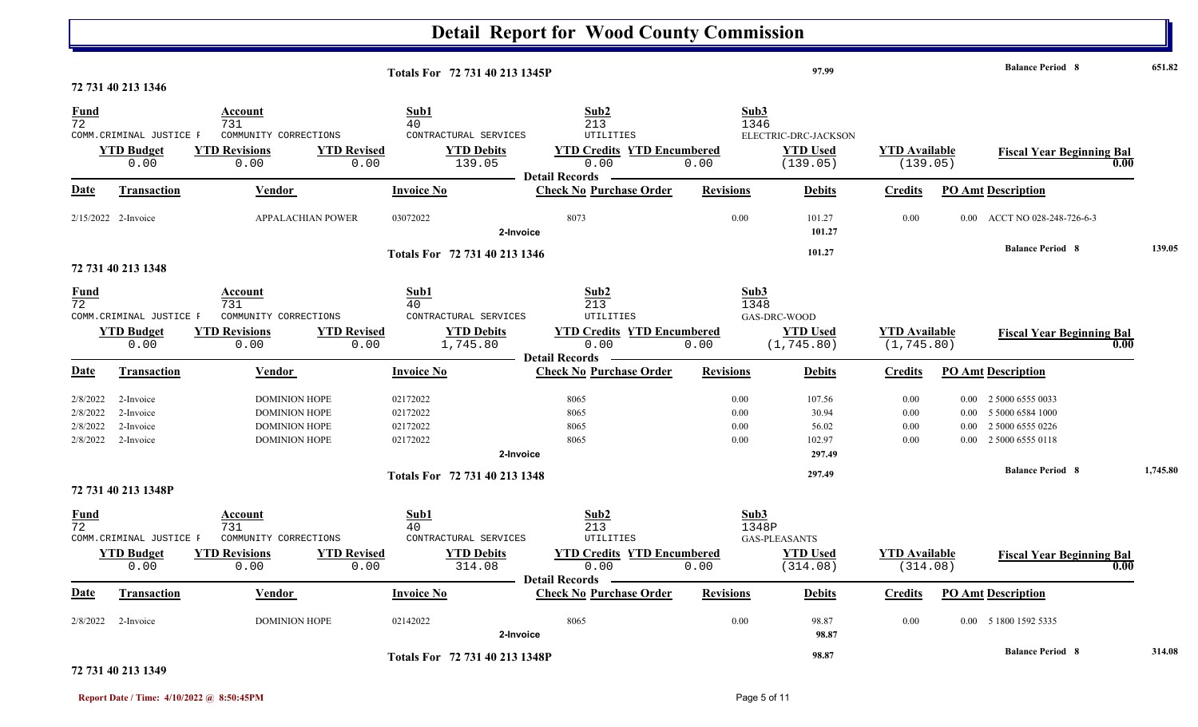# Detail Report for Wood County Commission

| | | |
|---|---|---|
| Totals For 72 731 40 213 1345P | 97.99 | Balance Period 8 651.82 |

### 72 731 40 213 1346

| Fund | Account | Sub1 | Sub2 | Sub3 |
|---|---|---|---|---|
| 72 | 731 | 40 | 213 | 1346 |
| COMM.CRIMINAL JUSTICE F | COMMUNITY CORRECTIONS | CONTRACTURAL SERVICES | UTILITIES | ELECTRIC-DRC-JACKSON |

| YTD Budget | YTD Revisions | YTD Revised | YTD Debits | YTD Credits | YTD Encumbered | YTD Used | YTD Available | Fiscal Year Beginning Bal |
|---|---|---|---|---|---|---|---|---|
| 0.00 | 0.00 | 0.00 | 139.05 | 0.00 | 0.00 | (139.05) | (139.05) | 0.00 |

**Detail Records**

| Date | Transaction | Vendor | Invoice No | Check No | Purchase Order | Revisions | Debits | Credits | PO Amt | Description |
|---|---|---|---|---|---|---|---|---|---|---|
| 2/15/2022 | 2-Invoice | APPALACHIAN POWER | 03072022 | 8073 | | 0.00 | 101.27 | 0.00 | 0.00 | ACCT NO 028-248-726-6-3 |
| | | | 2-Invoice | | | | 101.27 | | | |

| | | |
|---|---|---|
| Totals For 72 731 40 213 1346 | 101.27 | Balance Period 8 139.05 |

### 72 731 40 213 1348

| Fund | Account | Sub1 | Sub2 | Sub3 |
|---|---|---|---|---|
| 72 | 731 | 40 | 213 | 1348 |
| COMM.CRIMINAL JUSTICE F | COMMUNITY CORRECTIONS | CONTRACTURAL SERVICES | UTILITIES | GAS-DRC-WOOD |

| YTD Budget | YTD Revisions | YTD Revised | YTD Debits | YTD Credits | YTD Encumbered | YTD Used | YTD Available | Fiscal Year Beginning Bal |
|---|---|---|---|---|---|---|---|---|
| 0.00 | 0.00 | 0.00 | 1,745.80 | 0.00 | 0.00 | (1,745.80) | (1,745.80) | 0.00 |

**Detail Records**

| Date | Transaction | Vendor | Invoice No | Check No | Purchase Order | Revisions | Debits | Credits | PO Amt | Description |
|---|---|---|---|---|---|---|---|---|---|---|
| 2/8/2022 | 2-Invoice | DOMINION HOPE | 02172022 | 8065 | | 0.00 | 107.56 | 0.00 | 0.00 | 2 5000 6555 0033 |
| 2/8/2022 | 2-Invoice | DOMINION HOPE | 02172022 | 8065 | | 0.00 | 30.94 | 0.00 | 0.00 | 5 5000 6584 1000 |
| 2/8/2022 | 2-Invoice | DOMINION HOPE | 02172022 | 8065 | | 0.00 | 56.02 | 0.00 | 0.00 | 2 5000 6555 0226 |
| 2/8/2022 | 2-Invoice | DOMINION HOPE | 02172022 | 8065 | | 0.00 | 102.97 | 0.00 | 0.00 | 2 5000 6555 0118 |
| | | | 2-Invoice | | | | 297.49 | | | |

| | | |
|---|---|---|
| Totals For 72 731 40 213 1348 | 297.49 | Balance Period 8 1,745.80 |

### 72 731 40 213 1348P

| Fund | Account | Sub1 | Sub2 | Sub3 |
|---|---|---|---|---|
| 72 | 731 | 40 | 213 | 1348P |
| COMM.CRIMINAL JUSTICE F | COMMUNITY CORRECTIONS | CONTRACTURAL SERVICES | UTILITIES | GAS-PLEASANTS |

| YTD Budget | YTD Revisions | YTD Revised | YTD Debits | YTD Credits | YTD Encumbered | YTD Used | YTD Available | Fiscal Year Beginning Bal |
|---|---|---|---|---|---|---|---|---|
| 0.00 | 0.00 | 0.00 | 314.08 | 0.00 | 0.00 | (314.08) | (314.08) | 0.00 |

**Detail Records**

| Date | Transaction | Vendor | Invoice No | Check No | Purchase Order | Revisions | Debits | Credits | PO Amt | Description |
|---|---|---|---|---|---|---|---|---|---|---|
| 2/8/2022 | 2-Invoice | DOMINION HOPE | 02142022 | 8065 | | 0.00 | 98.87 | 0.00 | 0.00 | 5 1800 1592 5335 |
| | | | 2-Invoice | | | | 98.87 | | | |

| | | |
|---|---|---|
| Totals For 72 731 40 213 1348P | 98.87 | Balance Period 8 314.08 |

### 72 731 40 213 1349

Report Date / Time: 4/10/2022 @ 8:50:45PM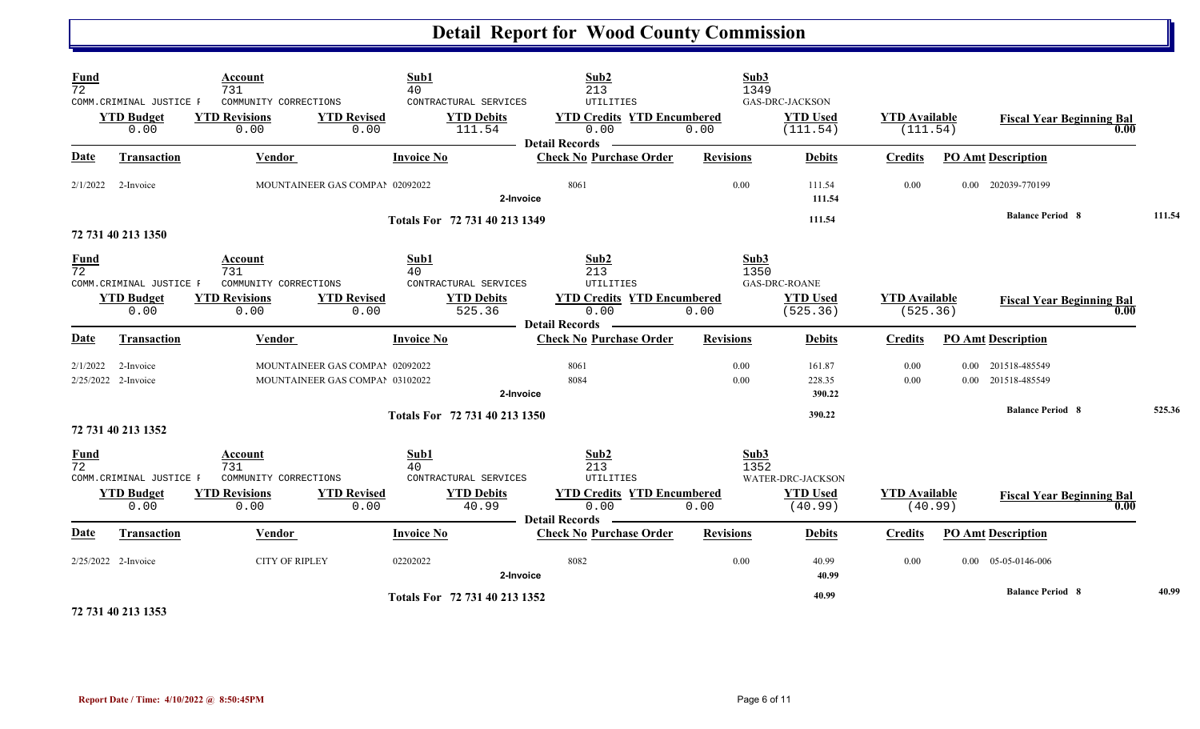# Detail Report for Wood County Commission

| Fund | Account | Sub1 | Sub2 | Sub3 |
|---|---|---|---|---|
| 72 | 731 | 40 | 213 | 1349 |
| COMM.CRIMINAL JUSTICE F | COMMUNITY CORRECTIONS | CONTRACTURAL SERVICES | UTILITIES | GAS-DRC-JACKSON |

| YTD Budget | YTD Revisions | YTD Revised | YTD Debits | YTD Credits | YTD Encumbered | YTD Used | YTD Available | Fiscal Year Beginning Bal |
|---|---|---|---|---|---|---|---|---|
| 0.00 | 0.00 | 0.00 | 111.54 | 0.00 | 0.00 | (111.54) | (111.54) | 0.00 |

**Detail Records**

| Date | Transaction | Vendor | Invoice No | Check No | Purchase Order | Revisions | Debits | Credits | PO Amt | Description |
|---|---|---|---|---|---|---|---|---|---|---|
| 2/1/2022 | 2-Invoice | MOUNTAINEER GAS COMPAN | 02092022 | 8061 | | 0.00 | 111.54 | 0.00 | 0.00 | 202039-770199 |
| | | | 2-Invoice | | | | 111.54 | | | |
| | | | Totals For 72 731 40 213 1349 | | | | 111.54 | | | Balance Period 8 111.54 |

**72 731 40 213 1350**

| Fund | Account | Sub1 | Sub2 | Sub3 |
|---|---|---|---|---|
| 72 | 731 | 40 | 213 | 1350 |
| COMM.CRIMINAL JUSTICE F | COMMUNITY CORRECTIONS | CONTRACTURAL SERVICES | UTILITIES | GAS-DRC-ROANE |

| YTD Budget | YTD Revisions | YTD Revised | YTD Debits | YTD Credits | YTD Encumbered | YTD Used | YTD Available | Fiscal Year Beginning Bal |
|---|---|---|---|---|---|---|---|---|
| 0.00 | 0.00 | 0.00 | 525.36 | 0.00 | 0.00 | (525.36) | (525.36) | 0.00 |

**Detail Records**

| Date | Transaction | Vendor | Invoice No | Check No | Purchase Order | Revisions | Debits | Credits | PO Amt | Description |
|---|---|---|---|---|---|---|---|---|---|---|
| 2/1/2022 | 2-Invoice | MOUNTAINEER GAS COMPAN | 02092022 | 8061 | | 0.00 | 161.87 | 0.00 | 0.00 | 201518-485549 |
| 2/25/2022 | 2-Invoice | MOUNTAINEER GAS COMPAN | 03102022 | 8084 | | 0.00 | 228.35 | 0.00 | 0.00 | 201518-485549 |
| | | | 2-Invoice | | | | 390.22 | | | |
| | | | Totals For 72 731 40 213 1350 | | | | 390.22 | | | Balance Period 8 525.36 |

**72 731 40 213 1352**

| Fund | Account | Sub1 | Sub2 | Sub3 |
|---|---|---|---|---|
| 72 | 731 | 40 | 213 | 1352 |
| COMM.CRIMINAL JUSTICE F | COMMUNITY CORRECTIONS | CONTRACTURAL SERVICES | UTILITIES | WATER-DRC-JACKSON |

| YTD Budget | YTD Revisions | YTD Revised | YTD Debits | YTD Credits | YTD Encumbered | YTD Used | YTD Available | Fiscal Year Beginning Bal |
|---|---|---|---|---|---|---|---|---|
| 0.00 | 0.00 | 0.00 | 40.99 | 0.00 | 0.00 | (40.99) | (40.99) | 0.00 |

**Detail Records**

| Date | Transaction | Vendor | Invoice No | Check No | Purchase Order | Revisions | Debits | Credits | PO Amt | Description |
|---|---|---|---|---|---|---|---|---|---|---|
| 2/25/2022 | 2-Invoice | CITY OF RIPLEY | 02202022 | 8082 | | 0.00 | 40.99 | 0.00 | 0.00 | 05-05-0146-006 |
| | | | 2-Invoice | | | | 40.99 | | | |
| | | | Totals For 72 731 40 213 1352 | | | | 40.99 | | | Balance Period 8 40.99 |

**72 731 40 213 1353**

Report Date / Time: 4/10/2022 @ 8:50:45PM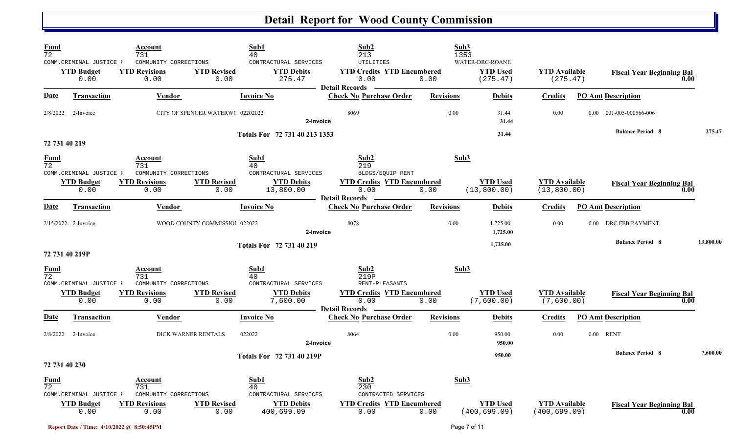# Detail Report for Wood County Commission

| Fund | Account | Sub1 | Sub2 | Sub3 |
|---|---|---|---|---|
| 72 | 731 | 40 | 213 | 1353 |
| COMM.CRIMINAL JUSTICE F | COMMUNITY CORRECTIONS | CONTRACTURAL SERVICES | UTILITIES | WATER-DRC-ROANE |

| YTD Budget | YTD Revisions | YTD Revised | YTD Debits | YTD Credits | YTD Encumbered | YTD Used | YTD Available | Fiscal Year Beginning Bal |
|---|---|---|---|---|---|---|---|---|
| 0.00 | 0.00 | 0.00 | 275.47 | 0.00 | 0.00 | (275.47) | (275.47) | 0.00 |

**Detail Records**

| Date | Transaction | Vendor | Invoice No | Check No | Purchase Order | Revisions | Debits | Credits | PO Amt | Description |
|---|---|---|---|---|---|---|---|---|---|---|
| 2/8/2022 | 2-Invoice | CITY OF SPENCER WATERWC | 02202022 | 8069 | | 0.00 | 31.44 | 0.00 | 0.00 | 001-005-000566-006 |
| | | | 2-Invoice | | | | 31.44 | | | |
| | | | Totals For 72 731 40 213 1353 | | | | 31.44 | | | Balance Period 8 — 275.47 |

## 72 731 40 219

| Fund | Account | Sub1 | Sub2 | Sub3 |
|---|---|---|---|---|
| 72 | 731 | 40 | 219 | |
| COMM.CRIMINAL JUSTICE F | COMMUNITY CORRECTIONS | CONTRACTURAL SERVICES | BLDGS/EQUIP RENT | |

| YTD Budget | YTD Revisions | YTD Revised | YTD Debits | YTD Credits | YTD Encumbered | YTD Used | YTD Available | Fiscal Year Beginning Bal |
|---|---|---|---|---|---|---|---|---|
| 0.00 | 0.00 | 0.00 | 13,800.00 | 0.00 | 0.00 | (13,800.00) | (13,800.00) | 0.00 |

**Detail Records**

| Date | Transaction | Vendor | Invoice No | Check No | Purchase Order | Revisions | Debits | Credits | PO Amt | Description |
|---|---|---|---|---|---|---|---|---|---|---|
| 2/15/2022 | 2-Invoice | WOOD COUNTY COMMISSIO! | 022022 | 8078 | | 0.00 | 1,725.00 | 0.00 | 0.00 | DRC FEB PAYMENT |
| | | | 2-Invoice | | | | 1,725.00 | | | |
| | | | Totals For 72 731 40 219 | | | | 1,725.00 | | | Balance Period 8 — 13,800.00 |

## 72 731 40 219P

| Fund | Account | Sub1 | Sub2 | Sub3 |
|---|---|---|---|---|
| 72 | 731 | 40 | 219P | |
| COMM.CRIMINAL JUSTICE F | COMMUNITY CORRECTIONS | CONTRACTURAL SERVICES | RENT-PLEASANTS | |

| YTD Budget | YTD Revisions | YTD Revised | YTD Debits | YTD Credits | YTD Encumbered | YTD Used | YTD Available | Fiscal Year Beginning Bal |
|---|---|---|---|---|---|---|---|---|
| 0.00 | 0.00 | 0.00 | 7,600.00 | 0.00 | 0.00 | (7,600.00) | (7,600.00) | 0.00 |

**Detail Records**

| Date | Transaction | Vendor | Invoice No | Check No | Purchase Order | Revisions | Debits | Credits | PO Amt | Description |
|---|---|---|---|---|---|---|---|---|---|---|
| 2/8/2022 | 2-Invoice | DICK WARNER RENTALS | 022022 | 8064 | | 0.00 | 950.00 | 0.00 | 0.00 | RENT |
| | | | 2-Invoice | | | | 950.00 | | | |
| | | | Totals For 72 731 40 219P | | | | 950.00 | | | Balance Period 8 — 7,600.00 |

## 72 731 40 230

| Fund | Account | Sub1 | Sub2 | Sub3 |
|---|---|---|---|---|
| 72 | 731 | 40 | 230 | |
| COMM.CRIMINAL JUSTICE F | COMMUNITY CORRECTIONS | CONTRACTURAL SERVICES | CONTRACTED SERVICES | |

| YTD Budget | YTD Revisions | YTD Revised | YTD Debits | YTD Credits | YTD Encumbered | YTD Used | YTD Available | Fiscal Year Beginning Bal |
|---|---|---|---|---|---|---|---|---|
| 0.00 | 0.00 | 0.00 | 400,699.09 | 0.00 | 0.00 | (400,699.09) | (400,699.09) | 0.00 |

Report Date / Time: 4/10/2022 @ 8:50:45PM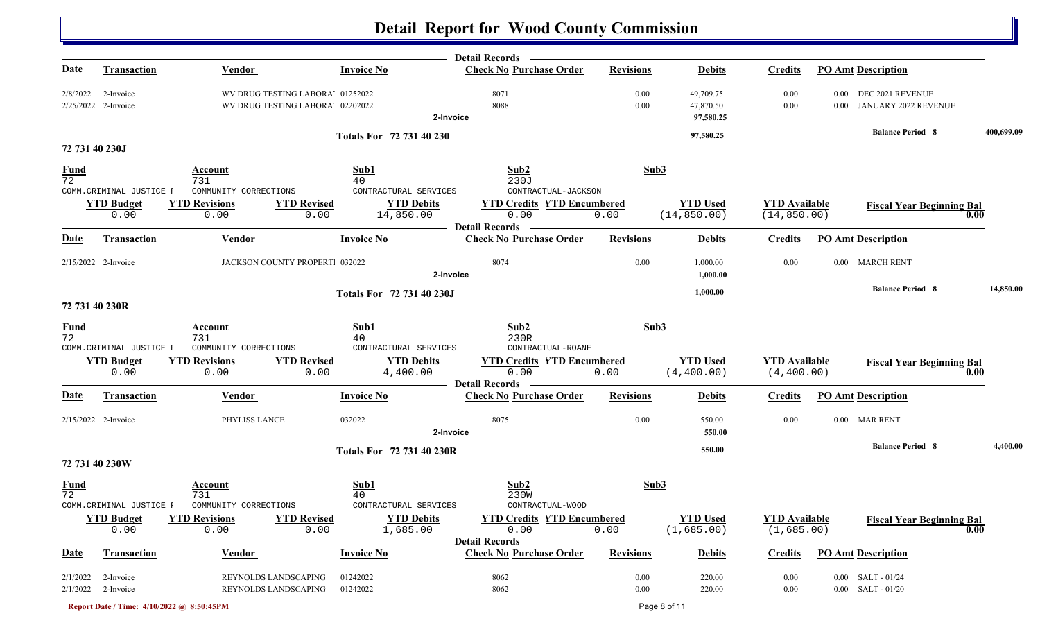# Detail Report for Wood County Commission

| Date | Transaction | Vendor | Invoice No | Check No | Purchase Order | Revisions | Debits | Credits | PO Amt | Description |
|---|---|---|---|---|---|---|---|---|---|---|
| 2/8/2022 | 2-Invoice | WV DRUG TESTING LABORA' | 01252022 | 8071 | | 0.00 | 49,709.75 | 0.00 | 0.00 | DEC 2021 REVENUE |
| 2/25/2022 | 2-Invoice | WV DRUG TESTING LABORA' | 02202022 | 8088 | | 0.00 | 47,870.50 | 0.00 | 0.00 | JANUARY 2022 REVENUE |
| | | | 2-Invoice | | | | 97,580.25 | | | |

Totals For 72 731 40 230: 97,580.25 — Balance Period 8: 400,699.09

## 72 731 40 230J

| Fund | Account | Sub1 | Sub2 | Sub3 |
|---|---|---|---|---|
| 72 | 731 | 40 | 230J | |
| COMM.CRIMINAL JUSTICE F | COMMUNITY CORRECTIONS | CONTRACTUAL SERVICES | CONTRACTUAL-JACKSON | |

| YTD Budget | YTD Revisions | YTD Revised | YTD Debits | YTD Credits | YTD Encumbered | YTD Used | YTD Available | Fiscal Year Beginning Bal |
|---|---|---|---|---|---|---|---|---|
| 0.00 | 0.00 | 0.00 | 14,850.00 | 0.00 | 0.00 | (14,850.00) | (14,850.00) | 0.00 |

| Date | Transaction | Vendor | Invoice No | Check No | Purchase Order | Revisions | Debits | Credits | PO Amt | Description |
|---|---|---|---|---|---|---|---|---|---|---|
| 2/15/2022 | 2-Invoice | JACKSON COUNTY PROPERTI | 032022 | 8074 | | 0.00 | 1,000.00 | 0.00 | 0.00 | MARCH RENT |
| | | | 2-Invoice | | | | 1,000.00 | | | |

Totals For 72 731 40 230J: 1,000.00 — Balance Period 8: 14,850.00

## 72 731 40 230R

| Fund | Account | Sub1 | Sub2 | Sub3 |
|---|---|---|---|---|
| 72 | 731 | 40 | 230R | |
| COMM.CRIMINAL JUSTICE F | COMMUNITY CORRECTIONS | CONTRACTUAL SERVICES | CONTRACTUAL-ROANE | |

| YTD Budget | YTD Revisions | YTD Revised | YTD Debits | YTD Credits | YTD Encumbered | YTD Used | YTD Available | Fiscal Year Beginning Bal |
|---|---|---|---|---|---|---|---|---|
| 0.00 | 0.00 | 0.00 | 4,400.00 | 0.00 | 0.00 | (4,400.00) | (4,400.00) | 0.00 |

| Date | Transaction | Vendor | Invoice No | Check No | Purchase Order | Revisions | Debits | Credits | PO Amt | Description |
|---|---|---|---|---|---|---|---|---|---|---|
| 2/15/2022 | 2-Invoice | PHYLISS LANCE | 032022 | 8075 | | 0.00 | 550.00 | 0.00 | 0.00 | MAR RENT |
| | | | 2-Invoice | | | | 550.00 | | | |

Totals For 72 731 40 230R: 550.00 — Balance Period 8: 4,400.00

## 72 731 40 230W

| Fund | Account | Sub1 | Sub2 | Sub3 |
|---|---|---|---|---|
| 72 | 731 | 40 | 230W | |
| COMM.CRIMINAL JUSTICE F | COMMUNITY CORRECTIONS | CONTRACTUAL SERVICES | CONTRACTUAL-WOOD | |

| YTD Budget | YTD Revisions | YTD Revised | YTD Debits | YTD Credits | YTD Encumbered | YTD Used | YTD Available | Fiscal Year Beginning Bal |
|---|---|---|---|---|---|---|---|---|
| 0.00 | 0.00 | 0.00 | 1,685.00 | 0.00 | 0.00 | (1,685.00) | (1,685.00) | 0.00 |

| Date | Transaction | Vendor | Invoice No | Check No | Purchase Order | Revisions | Debits | Credits | PO Amt | Description |
|---|---|---|---|---|---|---|---|---|---|---|
| 2/1/2022 | 2-Invoice | REYNOLDS LANDSCAPING | 01242022 | 8062 | | 0.00 | 220.00 | 0.00 | 0.00 | SALT - 01/24 |
| 2/1/2022 | 2-Invoice | REYNOLDS LANDSCAPING | 01242022 | 8062 | | 0.00 | 220.00 | 0.00 | 0.00 | SALT - 01/20 |

Report Date / Time: 4/10/2022 @ 8:50:45PM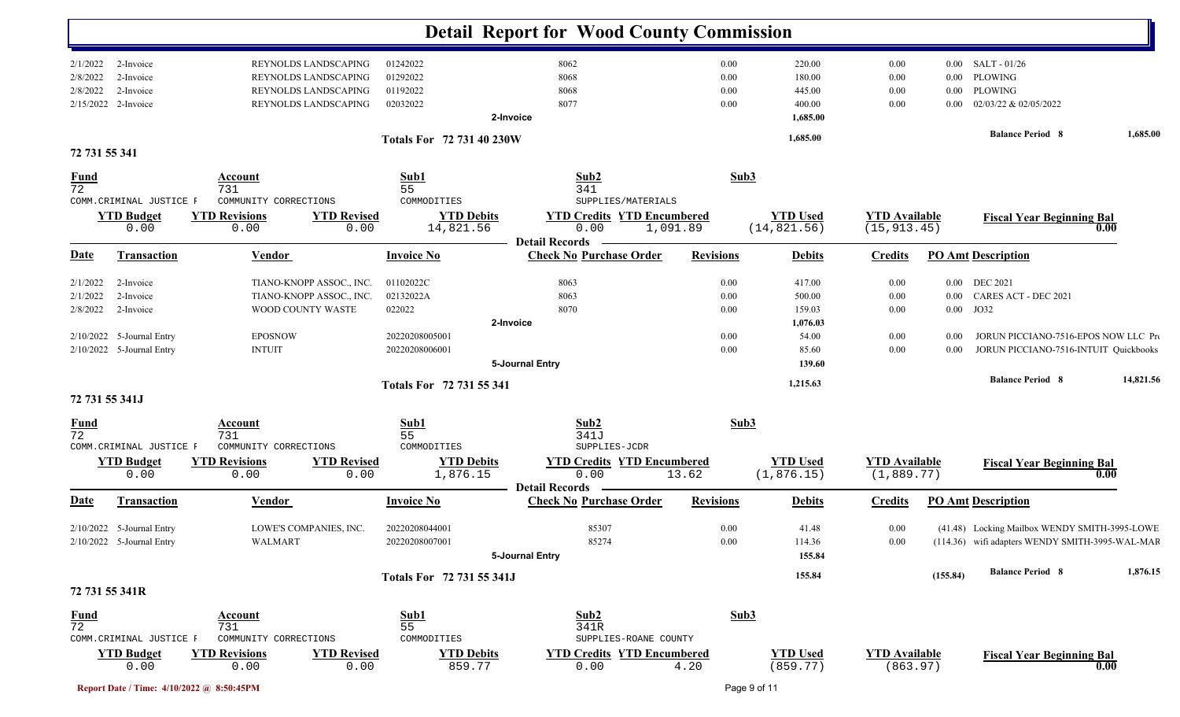# Detail Report for Wood County Commission

| Date | Transaction | Vendor | Invoice No | Check No | Purchase Order | Revisions | Debits | Credits | PO Amt | Description |
|---|---|---|---|---|---|---|---|---|---|---|
| 2/1/2022 | 2-Invoice | REYNOLDS LANDSCAPING | 01242022 | 8062 | | 0.00 | 220.00 | 0.00 | 0.00 | SALT - 01/26 |
| 2/8/2022 | 2-Invoice | REYNOLDS LANDSCAPING | 01292022 | 8068 | | 0.00 | 180.00 | 0.00 | 0.00 | PLOWING |
| 2/8/2022 | 2-Invoice | REYNOLDS LANDSCAPING | 01192022 | 8068 | | 0.00 | 445.00 | 0.00 | 0.00 | PLOWING |
| 2/15/2022 | 2-Invoice | REYNOLDS LANDSCAPING | 02032022 | 8077 | | 0.00 | 400.00 | 0.00 | 0.00 | 02/03/22 & 02/05/2022 |
| | | | | 2-Invoice | | | 1,685.00 | | | |
| | | | Totals For 72 731 40 230W | | | | 1,685.00 | | | Balance Period 8 — 1,685.00 |

## 72 731 55 341

| Fund | Account | Sub1 | Sub2 | Sub3 |
|---|---|---|---|---|
| 72 | 731 | 55 | 341 | |
| COMM.CRIMINAL JUSTICE F | COMMUNITY CORRECTIONS | COMMODITIES | SUPPLIES/MATERIALS | |

| YTD Budget | YTD Revisions | YTD Revised | YTD Debits | YTD Credits | YTD Encumbered | YTD Used | YTD Available | Fiscal Year Beginning Bal |
|---|---|---|---|---|---|---|---|---|
| 0.00 | 0.00 | 0.00 | 14,821.56 | 0.00 | 1,091.89 | (14,821.56) | (15,913.45) | 0.00 |

**Detail Records**

| Date | Transaction | Vendor | Invoice No | Check No | Purchase Order | Revisions | Debits | Credits | PO Amt | Description |
|---|---|---|---|---|---|---|---|---|---|---|
| 2/1/2022 | 2-Invoice | TIANO-KNOPP ASSOC., INC. | 01102022C | 8063 | | 0.00 | 417.00 | 0.00 | 0.00 | DEC 2021 |
| 2/1/2022 | 2-Invoice | TIANO-KNOPP ASSOC., INC. | 02132022A | 8063 | | 0.00 | 500.00 | 0.00 | 0.00 | CARES ACT - DEC 2021 |
| 2/8/2022 | 2-Invoice | WOOD COUNTY WASTE | 022022 | 8070 | | 0.00 | 159.03 | 0.00 | 0.00 | JO32 |
| | | | | 2-Invoice | | | 1,076.03 | | | |
| 2/10/2022 | 5-Journal Entry | EPOSNOW | 20220208005001 | | | 0.00 | 54.00 | 0.00 | 0.00 | JORUN PICCIANO-7516-EPOS NOW LLC Pr |
| 2/10/2022 | 5-Journal Entry | INTUIT | 20220208006001 | | | 0.00 | 85.60 | 0.00 | 0.00 | JORUN PICCIANO-7516-INTUIT Quickbooks |
| | | | | 5-Journal Entry | | | 139.60 | | | |
| | | | Totals For 72 731 55 341 | | | | 1,215.63 | | | Balance Period 8 — 14,821.56 |

## 72 731 55 341J

| Fund | Account | Sub1 | Sub2 | Sub3 |
|---|---|---|---|---|
| 72 | 731 | 55 | 341J | |
| COMM.CRIMINAL JUSTICE F | COMMUNITY CORRECTIONS | COMMODITIES | SUPPLIES-JCDR | |

| YTD Budget | YTD Revisions | YTD Revised | YTD Debits | YTD Credits | YTD Encumbered | YTD Used | YTD Available | Fiscal Year Beginning Bal |
|---|---|---|---|---|---|---|---|---|
| 0.00 | 0.00 | 0.00 | 1,876.15 | 0.00 | 13.62 | (1,876.15) | (1,889.77) | 0.00 |

**Detail Records**

| Date | Transaction | Vendor | Invoice No | Check No | Purchase Order | Revisions | Debits | Credits | PO Amt | Description |
|---|---|---|---|---|---|---|---|---|---|---|
| 2/10/2022 | 5-Journal Entry | LOWE'S COMPANIES, INC. | 20220208044001 | | 85307 | 0.00 | 41.48 | 0.00 | (41.48) | Locking Mailbox WENDY SMITH-3995-LOWE |
| 2/10/2022 | 5-Journal Entry | WALMART | 20220208007001 | | 85274 | 0.00 | 114.36 | 0.00 | (114.36) | wifi adapters WENDY SMITH-3995-WAL-MAR |
| | | | | 5-Journal Entry | | | 155.84 | | | |
| | | | Totals For 72 731 55 341J | | | | 155.84 | | (155.84) | Balance Period 8 — 1,876.15 |

## 72 731 55 341R

| Fund | Account | Sub1 | Sub2 | Sub3 |
|---|---|---|---|---|
| 72 | 731 | 55 | 341R | |
| COMM.CRIMINAL JUSTICE F | COMMUNITY CORRECTIONS | COMMODITIES | SUPPLIES-ROANE COUNTY | |

| YTD Budget | YTD Revisions | YTD Revised | YTD Debits | YTD Credits | YTD Encumbered | YTD Used | YTD Available | Fiscal Year Beginning Bal |
|---|---|---|---|---|---|---|---|---|
| 0.00 | 0.00 | 0.00 | 859.77 | 0.00 | 4.20 | (859.77) | (863.97) | 0.00 |

Report Date / Time: 4/10/2022 @ 8:50:45PM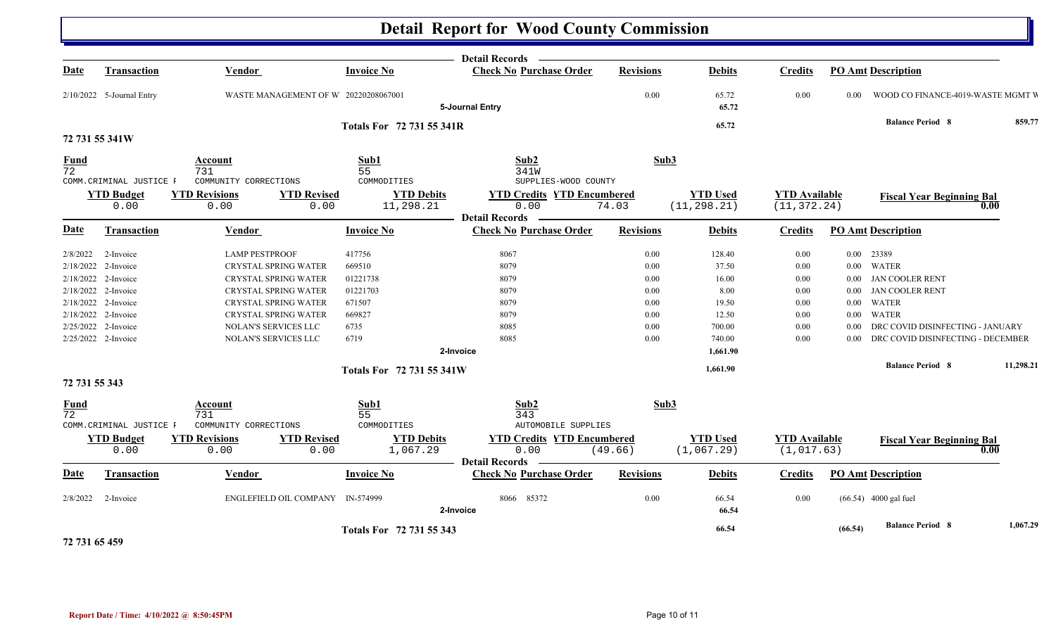# Detail Report for Wood County Commission

| Date | Transaction | Vendor | Invoice No | Check No | Purchase Order | Revisions | Debits | Credits | PO Amt | Description |
|---|---|---|---|---|---|---|---|---|---|---|
| 2/10/2022 | 5-Journal Entry | WASTE MANAGEMENT OF W | 20220208067001 | | | 0.00 | 65.72 | 0.00 | 0.00 | WOOD CO FINANCE-4019-WASTE MGMT W |
| | | | | 5-Journal Entry | | | 65.72 | | | |
| | | | Totals For 72 731 55 341R | | | | 65.72 | | | Balance Period 8 859.77 |

## 72 731 55 341W

| Fund | Account | Sub1 | Sub2 | Sub3 |
|---|---|---|---|---|
| 72 | 731 | 55 | 341W | |
| COMM.CRIMINAL JUSTICE F | COMMUNITY CORRECTIONS | COMMODITIES | SUPPLIES-WOOD COUNTY | |

| YTD Budget | YTD Revisions | YTD Revised | YTD Debits | YTD Credits | YTD Encumbered | YTD Used | YTD Available | Fiscal Year Beginning Bal |
|---|---|---|---|---|---|---|---|---|
| 0.00 | 0.00 | 0.00 | 11,298.21 | 0.00 | 74.03 | (11,298.21) | (11,372.24) | 0.00 |

| Date | Transaction | Vendor | Invoice No | Check No | Purchase Order | Revisions | Debits | Credits | PO Amt | Description |
|---|---|---|---|---|---|---|---|---|---|---|
| 2/8/2022 | 2-Invoice | LAMP PESTPROOF | 417756 | 8067 | | 0.00 | 128.40 | 0.00 | 0.00 | 23389 |
| 2/18/2022 | 2-Invoice | CRYSTAL SPRING WATER | 669510 | 8079 | | 0.00 | 37.50 | 0.00 | 0.00 | WATER |
| 2/18/2022 | 2-Invoice | CRYSTAL SPRING WATER | 01221738 | 8079 | | 0.00 | 16.00 | 0.00 | 0.00 | JAN COOLER RENT |
| 2/18/2022 | 2-Invoice | CRYSTAL SPRING WATER | 01221703 | 8079 | | 0.00 | 8.00 | 0.00 | 0.00 | JAN COOLER RENT |
| 2/18/2022 | 2-Invoice | CRYSTAL SPRING WATER | 671507 | 8079 | | 0.00 | 19.50 | 0.00 | 0.00 | WATER |
| 2/18/2022 | 2-Invoice | CRYSTAL SPRING WATER | 669827 | 8079 | | 0.00 | 12.50 | 0.00 | 0.00 | WATER |
| 2/25/2022 | 2-Invoice | NOLAN'S SERVICES LLC | 6735 | 8085 | | 0.00 | 700.00 | 0.00 | 0.00 | DRC COVID DISINFECTING - JANUARY |
| 2/25/2022 | 2-Invoice | NOLAN'S SERVICES LLC | 6719 | 8085 | | 0.00 | 740.00 | 0.00 | 0.00 | DRC COVID DISINFECTING - DECEMBER |
| | | | | 2-Invoice | | | 1,661.90 | | | |
| | | | Totals For 72 731 55 341W | | | | 1,661.90 | | | Balance Period 8 11,298.21 |

## 72 731 55 343

| Fund | Account | Sub1 | Sub2 | Sub3 |
|---|---|---|---|---|
| 72 | 731 | 55 | 343 | |
| COMM.CRIMINAL JUSTICE F | COMMUNITY CORRECTIONS | COMMODITIES | AUTOMOBILE SUPPLIES | |

| YTD Budget | YTD Revisions | YTD Revised | YTD Debits | YTD Credits | YTD Encumbered | YTD Used | YTD Available | Fiscal Year Beginning Bal |
|---|---|---|---|---|---|---|---|---|
| 0.00 | 0.00 | 0.00 | 1,067.29 | 0.00 | (49.66) | (1,067.29) | (1,017.63) | 0.00 |

| Date | Transaction | Vendor | Invoice No | Check No | Purchase Order | Revisions | Debits | Credits | PO Amt | Description |
|---|---|---|---|---|---|---|---|---|---|---|
| 2/8/2022 | 2-Invoice | ENGLEFIELD OIL COMPANY | IN-574999 | 8066 | 85372 | 0.00 | 66.54 | 0.00 | (66.54) | 4000 gal fuel |
| | | | | 2-Invoice | | | 66.54 | | | |
| | | | Totals For 72 731 55 343 | | | | 66.54 | | (66.54) | Balance Period 8 1,067.29 |

## 72 731 65 459

Report Date / Time: 4/10/2022 @ 8:50:45PM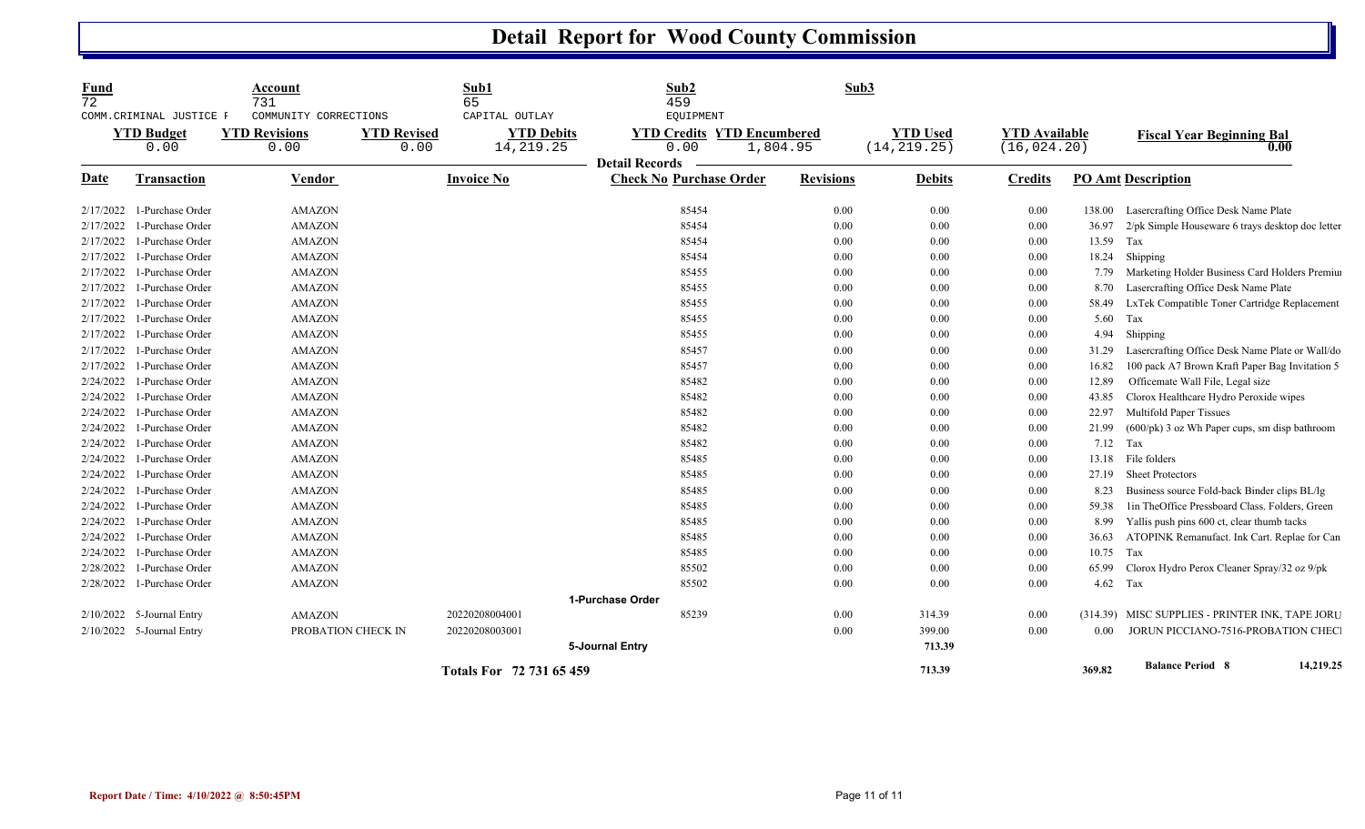# Detail Report for Wood County Commission

| Fund | Account | Sub1 | Sub2 | Sub3 |
|---|---|---|---|---|
| 72 | 731 | 65 | 459 | |
| COMM.CRIMINAL JUSTICE F | COMMUNITY CORRECTIONS | CAPITAL OUTLAY | EQUIPMENT | |

| YTD Budget | YTD Revisions | YTD Revised | YTD Debits | YTD Credits | YTD Encumbered | YTD Used | YTD Available | Fiscal Year Beginning Bal |
|---|---|---|---|---|---|---|---|---|
| 0.00 | 0.00 | 0.00 | 14,219.25 | 0.00 | 1,804.95 | (14,219.25) | (16,024.20) | 0.00 |

**Detail Records**

| Date | Transaction | Vendor | Invoice No | Check No | Purchase Order | Revisions | Debits | Credits | PO Amt | Description |
|---|---|---|---|---|---|---|---|---|---|---|
| 2/17/2022 | 1-Purchase Order | AMAZON | | | 85454 | 0.00 | 0.00 | 0.00 | 138.00 | Lasercrafting Office Desk Name Plate |
| 2/17/2022 | 1-Purchase Order | AMAZON | | | 85454 | 0.00 | 0.00 | 0.00 | 36.97 | 2/pk Simple Houseware 6 trays desktop doc letter |
| 2/17/2022 | 1-Purchase Order | AMAZON | | | 85454 | 0.00 | 0.00 | 0.00 | 13.59 | Tax |
| 2/17/2022 | 1-Purchase Order | AMAZON | | | 85454 | 0.00 | 0.00 | 0.00 | 18.24 | Shipping |
| 2/17/2022 | 1-Purchase Order | AMAZON | | | 85455 | 0.00 | 0.00 | 0.00 | 7.79 | Marketing Holder Business Card Holders Premiu |
| 2/17/2022 | 1-Purchase Order | AMAZON | | | 85455 | 0.00 | 0.00 | 0.00 | 8.70 | Lasercrafting Office Desk Name Plate |
| 2/17/2022 | 1-Purchase Order | AMAZON | | | 85455 | 0.00 | 0.00 | 0.00 | 58.49 | LxTek Compatible Toner Cartridge Replacement |
| 2/17/2022 | 1-Purchase Order | AMAZON | | | 85455 | 0.00 | 0.00 | 0.00 | 5.60 | Tax |
| 2/17/2022 | 1-Purchase Order | AMAZON | | | 85455 | 0.00 | 0.00 | 0.00 | 4.94 | Shipping |
| 2/17/2022 | 1-Purchase Order | AMAZON | | | 85457 | 0.00 | 0.00 | 0.00 | 31.29 | Lasercrafting Office Desk Name Plate or Wall/do |
| 2/17/2022 | 1-Purchase Order | AMAZON | | | 85457 | 0.00 | 0.00 | 0.00 | 16.82 | 100 pack A7 Brown Kraft Paper Bag Invitation 5 |
| 2/24/2022 | 1-Purchase Order | AMAZON | | | 85482 | 0.00 | 0.00 | 0.00 | 12.89 | Officemate Wall File, Legal size |
| 2/24/2022 | 1-Purchase Order | AMAZON | | | 85482 | 0.00 | 0.00 | 0.00 | 43.85 | Clorox Healthcare Hydro Peroxide wipes |
| 2/24/2022 | 1-Purchase Order | AMAZON | | | 85482 | 0.00 | 0.00 | 0.00 | 22.97 | Multifold Paper Tissues |
| 2/24/2022 | 1-Purchase Order | AMAZON | | | 85482 | 0.00 | 0.00 | 0.00 | 21.99 | (600/pk) 3 oz Wh Paper cups, sm disp bathroom |
| 2/24/2022 | 1-Purchase Order | AMAZON | | | 85482 | 0.00 | 0.00 | 0.00 | 7.12 | Tax |
| 2/24/2022 | 1-Purchase Order | AMAZON | | | 85485 | 0.00 | 0.00 | 0.00 | 13.18 | File folders |
| 2/24/2022 | 1-Purchase Order | AMAZON | | | 85485 | 0.00 | 0.00 | 0.00 | 27.19 | Sheet Protectors |
| 2/24/2022 | 1-Purchase Order | AMAZON | | | 85485 | 0.00 | 0.00 | 0.00 | 8.23 | Business source Fold-back Binder clips BL/lg |
| 2/24/2022 | 1-Purchase Order | AMAZON | | | 85485 | 0.00 | 0.00 | 0.00 | 59.38 | 1in TheOffice Pressboard Class. Folders, Green |
| 2/24/2022 | 1-Purchase Order | AMAZON | | | 85485 | 0.00 | 0.00 | 0.00 | 8.99 | Yallis push pins 600 ct, clear thumb tacks |
| 2/24/2022 | 1-Purchase Order | AMAZON | | | 85485 | 0.00 | 0.00 | 0.00 | 36.63 | ATOPINK Remanufact. Ink Cart. Replae for Can |
| 2/24/2022 | 1-Purchase Order | AMAZON | | | 85485 | 0.00 | 0.00 | 0.00 | 10.75 | Tax |
| 2/28/2022 | 1-Purchase Order | AMAZON | | | 85502 | 0.00 | 0.00 | 0.00 | 65.99 | Clorox Hydro Perox Cleaner Spray/32 oz 9/pk |
| 2/28/2022 | 1-Purchase Order | AMAZON | | | 85502 | 0.00 | 0.00 | 0.00 | 4.62 | Tax |
| | | | | **1-Purchase Order** | | | | | | |
| 2/10/2022 | 5-Journal Entry | AMAZON | 20220208004001 | | 85239 | 0.00 | 314.39 | 0.00 | (314.39) | MISC SUPPLIES - PRINTER INK, TAPE JORU |
| 2/10/2022 | 5-Journal Entry | PROBATION CHECK IN | 20220208003001 | | | 0.00 | 399.00 | 0.00 | 0.00 | JORUN PICCIANO-7516-PROBATION CHECI |
| | | | | **5-Journal Entry** | | | **713.39** | | | |
| | | | **Totals For 72 731 65 459** | | | | **713.39** | | **369.82** | **Balance Period 8** 14,219.25 |

Report Date / Time: 4/10/2022 @ 8:50:45PM